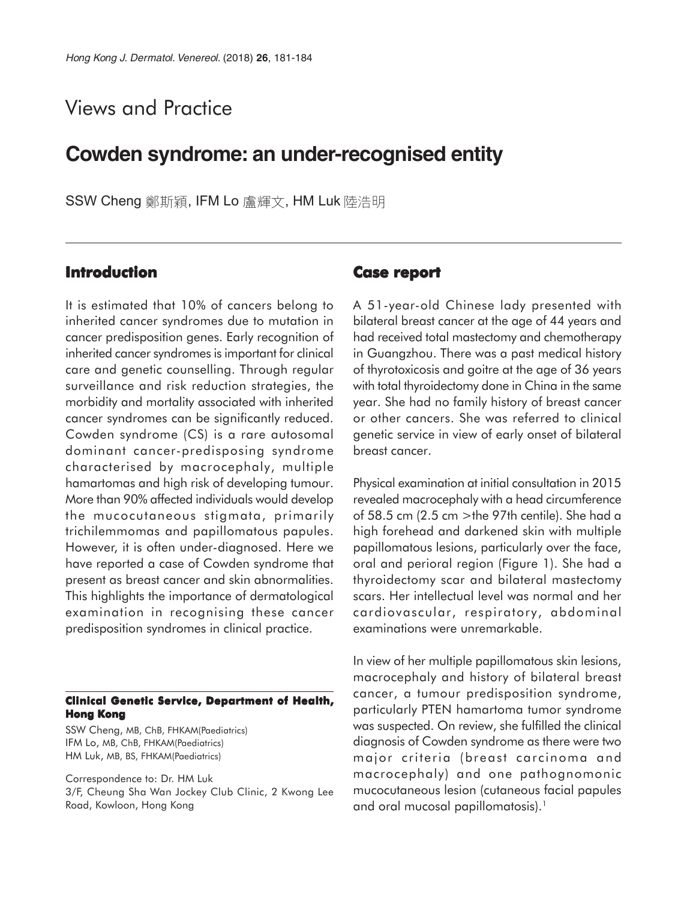## Views and Practice

# Cowden syndrome: an under-recognised entity

SSW Cheng 鄭斯穎, IFM Lo 盧輝文, HM Luk 陸浩明

## Introduction

It is estimated that 10% of cancers belong to inherited cancer syndromes due to mutation in cancer predisposition genes. Early recognition of inherited cancer syndromes is important for clinical care and genetic counselling. Through regular surveillance and risk reduction strategies, the morbidity and mortality associated with inherited cancer syndromes can be significantly reduced. Cowden syndrome (CS) is a rare autosomal dominant cancer-predisposing syndrome characterised by macrocephaly, multiple hamartomas and high risk of developing tumour. More than 90% affected individuals would develop the mucocutaneous stigmata, primarily trichilemmomas and papillomatous papules. However, it is often under-diagnosed. Here we have reported a case of Cowden syndrome that present as breast cancer and skin abnormalities. This highlights the importance of dermatological examination in recognising these cancer predisposition syndromes in clinical practice.

**Clinical Genetic Service, Department of Health, Hong Kong**

SSW Cheng, MB, ChB, FHKAM(Paediatrics)
IFM Lo, MB, ChB, FHKAM(Paediatrics)
HM Luk, MB, BS, FHKAM(Paediatrics)

Correspondence to: Dr. HM Luk
3/F, Cheung Sha Wan Jockey Club Clinic, 2 Kwong Lee Road, Kowloon, Hong Kong

## Case report

A 51-year-old Chinese lady presented with bilateral breast cancer at the age of 44 years and had received total mastectomy and chemotherapy in Guangzhou. There was a past medical history of thyrotoxicosis and goitre at the age of 36 years with total thyroidectomy done in China in the same year. She had no family history of breast cancer or other cancers. She was referred to clinical genetic service in view of early onset of bilateral breast cancer.

Physical examination at initial consultation in 2015 revealed macrocephaly with a head circumference of 58.5 cm (2.5 cm >the 97th centile). She had a high forehead and darkened skin with multiple papillomatous lesions, particularly over the face, oral and perioral region (Figure 1). She had a thyroidectomy scar and bilateral mastectomy scars. Her intellectual level was normal and her cardiovascular, respiratory, abdominal examinations were unremarkable.

In view of her multiple papillomatous skin lesions, macrocephaly and history of bilateral breast cancer, a tumour predisposition syndrome, particularly PTEN hamartoma tumor syndrome was suspected. On review, she fulfilled the clinical diagnosis of Cowden syndrome as there were two major criteria (breast carcinoma and macrocephaly) and one pathognomonic mucocutaneous lesion (cutaneous facial papules and oral mucosal papillomatosis).[1]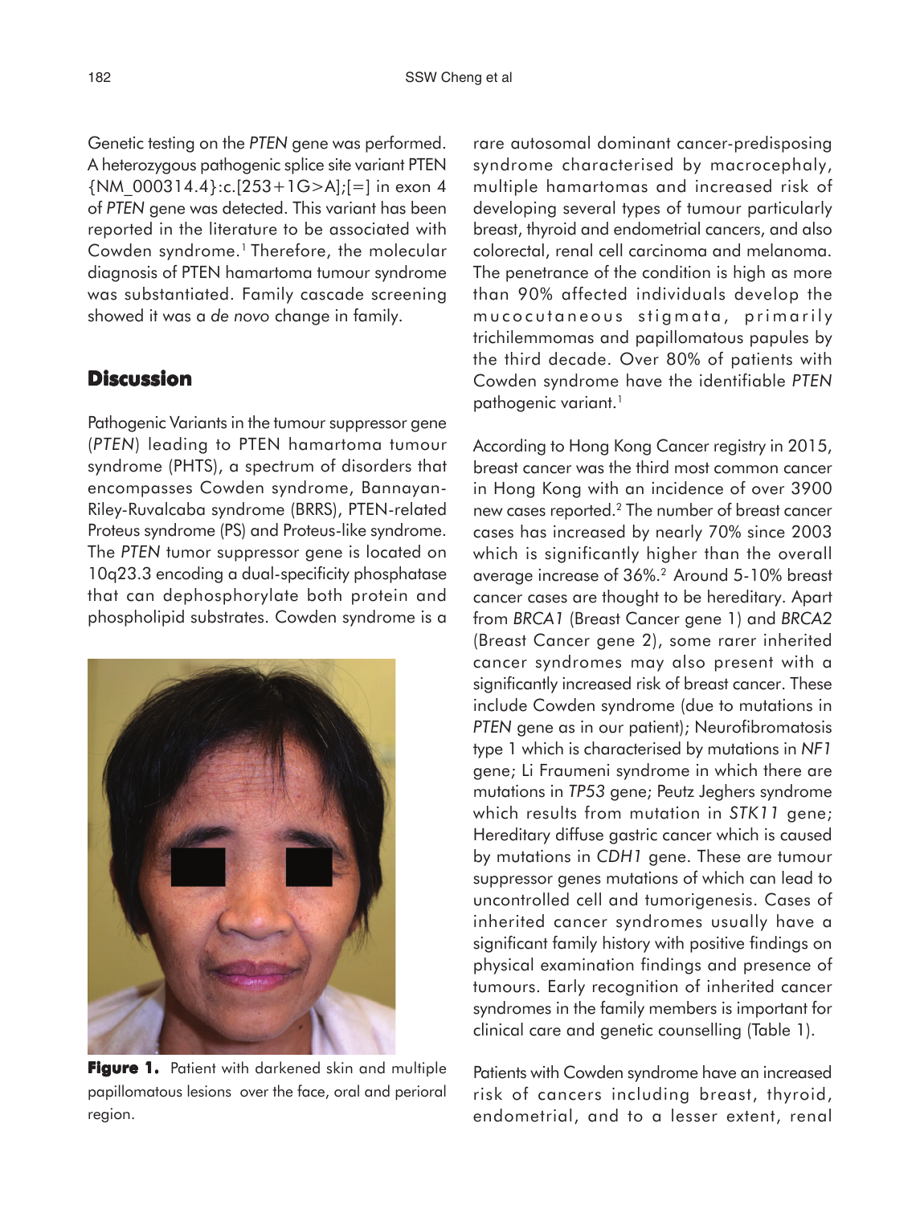Genetic testing on the *PTEN* gene was performed. A heterozygous pathogenic splice site variant PTEN {NM_000314.4}:c.[253+1G>A];[=] in exon 4 of *PTEN* gene was detected. This variant has been reported in the literature to be associated with Cowden syndrome.[1] Therefore, the molecular diagnosis of PTEN hamartoma tumour syndrome was substantiated. Family cascade screening showed it was a *de novo* change in family.

## Discussion

Pathogenic Variants in the tumour suppressor gene (*PTEN*) leading to PTEN hamartoma tumour syndrome (PHTS), a spectrum of disorders that encompasses Cowden syndrome, Bannayan-Riley-Ruvalcaba syndrome (BRRS), PTEN-related Proteus syndrome (PS) and Proteus-like syndrome. The *PTEN* tumor suppressor gene is located on 10q23.3 encoding a dual-specificity phosphatase that can dephosphorylate both protein and phospholipid substrates. Cowden syndrome is a rare autosomal dominant cancer-predisposing syndrome characterised by macrocephaly, multiple hamartomas and increased risk of developing several types of tumour particularly breast, thyroid and endometrial cancers, and also colorectal, renal cell carcinoma and melanoma. The penetrance of the condition is high as more than 90% affected individuals develop the mucocutaneous stigmata, primarily trichilemmomas and papillomatous papules by the third decade. Over 80% of patients with Cowden syndrome have the identifiable *PTEN* pathogenic variant.[1]

**Figure 1.** Patient with darkened skin and multiple papillomatous lesions over the face, oral and perioral region.

According to Hong Kong Cancer registry in 2015, breast cancer was the third most common cancer in Hong Kong with an incidence of over 3900 new cases reported.[2] The number of breast cancer cases has increased by nearly 70% since 2003 which is significantly higher than the overall average increase of 36%.[2] Around 5-10% breast cancer cases are thought to be hereditary. Apart from *BRCA1* (Breast Cancer gene 1) and *BRCA2* (Breast Cancer gene 2), some rarer inherited cancer syndromes may also present with a significantly increased risk of breast cancer. These include Cowden syndrome (due to mutations in *PTEN* gene as in our patient); Neurofibromatosis type 1 which is characterised by mutations in *NF1* gene; Li Fraumeni syndrome in which there are mutations in *TP53* gene; Peutz Jeghers syndrome which results from mutation in *STK11* gene; Hereditary diffuse gastric cancer which is caused by mutations in *CDH1* gene. These are tumour suppressor genes mutations of which can lead to uncontrolled cell and tumorigenesis. Cases of inherited cancer syndromes usually have a significant family history with positive findings on physical examination findings and presence of tumours. Early recognition of inherited cancer syndromes in the family members is important for clinical care and genetic counselling (Table 1).

Patients with Cowden syndrome have an increased risk of cancers including breast, thyroid, endometrial, and to a lesser extent, renal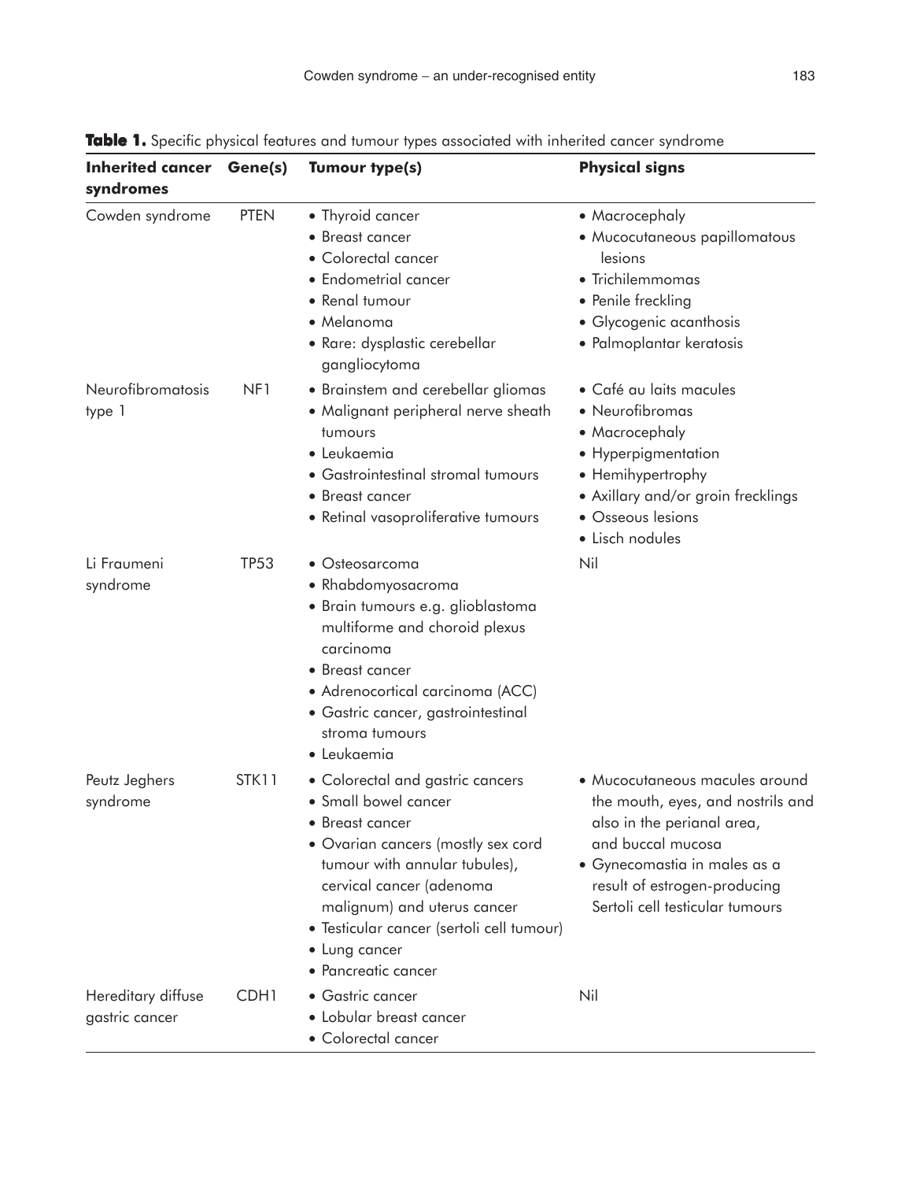**Table 1.** Specific physical features and tumour types associated with inherited cancer syndrome

| Inherited cancer syndromes | Gene(s) | Tumour type(s) | Physical signs |
|---|---|---|---|
| Cowden syndrome | PTEN | • Thyroid cancer<br>• Breast cancer<br>• Colorectal cancer<br>• Endometrial cancer<br>• Renal tumour<br>• Melanoma<br>• Rare: dysplastic cerebellar gangliocytoma | • Macrocephaly<br>• Mucocutaneous papillomatous lesions<br>• Trichilemmomas<br>• Penile freckling<br>• Glycogenic acanthosis<br>• Palmoplantar keratosis |
| Neurofibromatosis type 1 | NF1 | • Brainstem and cerebellar gliomas<br>• Malignant peripheral nerve sheath tumours<br>• Leukaemia<br>• Gastrointestinal stromal tumours<br>• Breast cancer<br>• Retinal vasoproliferative tumours | • Café au laits macules<br>• Neurofibromas<br>• Macrocephaly<br>• Hyperpigmentation<br>• Hemihypertrophy<br>• Axillary and/or groin frecklings<br>• Osseous lesions<br>• Lisch nodules |
| Li Fraumeni syndrome | TP53 | • Osteosarcoma<br>• Rhabdomyosacroma<br>• Brain tumours e.g. glioblastoma multiforme and choroid plexus carcinoma<br>• Breast cancer<br>• Adrenocortical carcinoma (ACC)<br>• Gastric cancer, gastrointestinal stroma tumours<br>• Leukaemia | Nil |
| Peutz Jeghers syndrome | STK11 | • Colorectal and gastric cancers<br>• Small bowel cancer<br>• Breast cancer<br>• Ovarian cancers (mostly sex cord tumour with annular tubules), cervical cancer (adenoma malignum) and uterus cancer<br>• Testicular cancer (sertoli cell tumour)<br>• Lung cancer<br>• Pancreatic cancer | • Mucocutaneous macules around the mouth, eyes, and nostrils and also in the perianal area, and buccal mucosa<br>• Gynecomastia in males as a result of estrogen-producing Sertoli cell testicular tumours |
| Hereditary diffuse gastric cancer | CDH1 | • Gastric cancer<br>• Lobular breast cancer<br>• Colorectal cancer | Nil |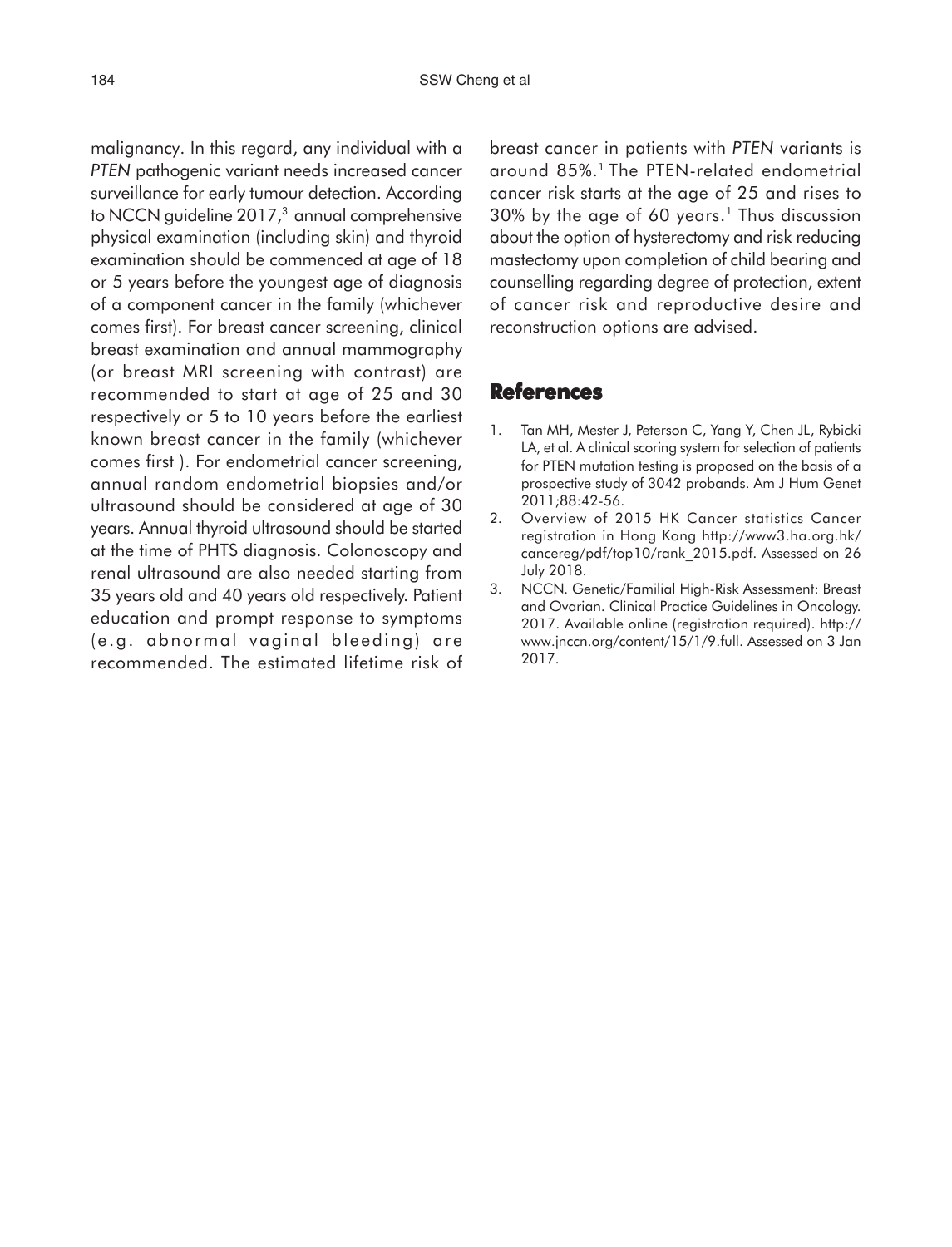malignancy. In this regard, any individual with a *PTEN* pathogenic variant needs increased cancer surveillance for early tumour detection. According to NCCN guideline 2017,[3] annual comprehensive physical examination (including skin) and thyroid examination should be commenced at age of 18 or 5 years before the youngest age of diagnosis of a component cancer in the family (whichever comes first). For breast cancer screening, clinical breast examination and annual mammography (or breast MRI screening with contrast) are recommended to start at age of 25 and 30 respectively or 5 to 10 years before the earliest known breast cancer in the family (whichever comes first ). For endometrial cancer screening, annual random endometrial biopsies and/or ultrasound should be considered at age of 30 years. Annual thyroid ultrasound should be started at the time of PHTS diagnosis. Colonoscopy and renal ultrasound are also needed starting from 35 years old and 40 years old respectively. Patient education and prompt response to symptoms (e.g. abnormal vaginal bleeding) are recommended. The estimated lifetime risk of breast cancer in patients with *PTEN* variants is around 85%.[1] The PTEN-related endometrial cancer risk starts at the age of 25 and rises to 30% by the age of 60 years.[1] Thus discussion about the option of hysterectomy and risk reducing mastectomy upon completion of child bearing and counselling regarding degree of protection, extent of cancer risk and reproductive desire and reconstruction options are advised.

## References

1. Tan MH, Mester J, Peterson C, Yang Y, Chen JL, Rybicki LA, et al. A clinical scoring system for selection of patients for PTEN mutation testing is proposed on the basis of a prospective study of 3042 probands. Am J Hum Genet 2011;88:42-56.
2. Overview of 2015 HK Cancer statistics Cancer registration in Hong Kong http://www3.ha.org.hk/cancereg/pdf/top10/rank_2015.pdf. Assessed on 26 July 2018.
3. NCCN. Genetic/Familial High-Risk Assessment: Breast and Ovarian. Clinical Practice Guidelines in Oncology. 2017. Available online (registration required). http://www.jnccn.org/content/15/1/9.full. Assessed on 3 Jan 2017.